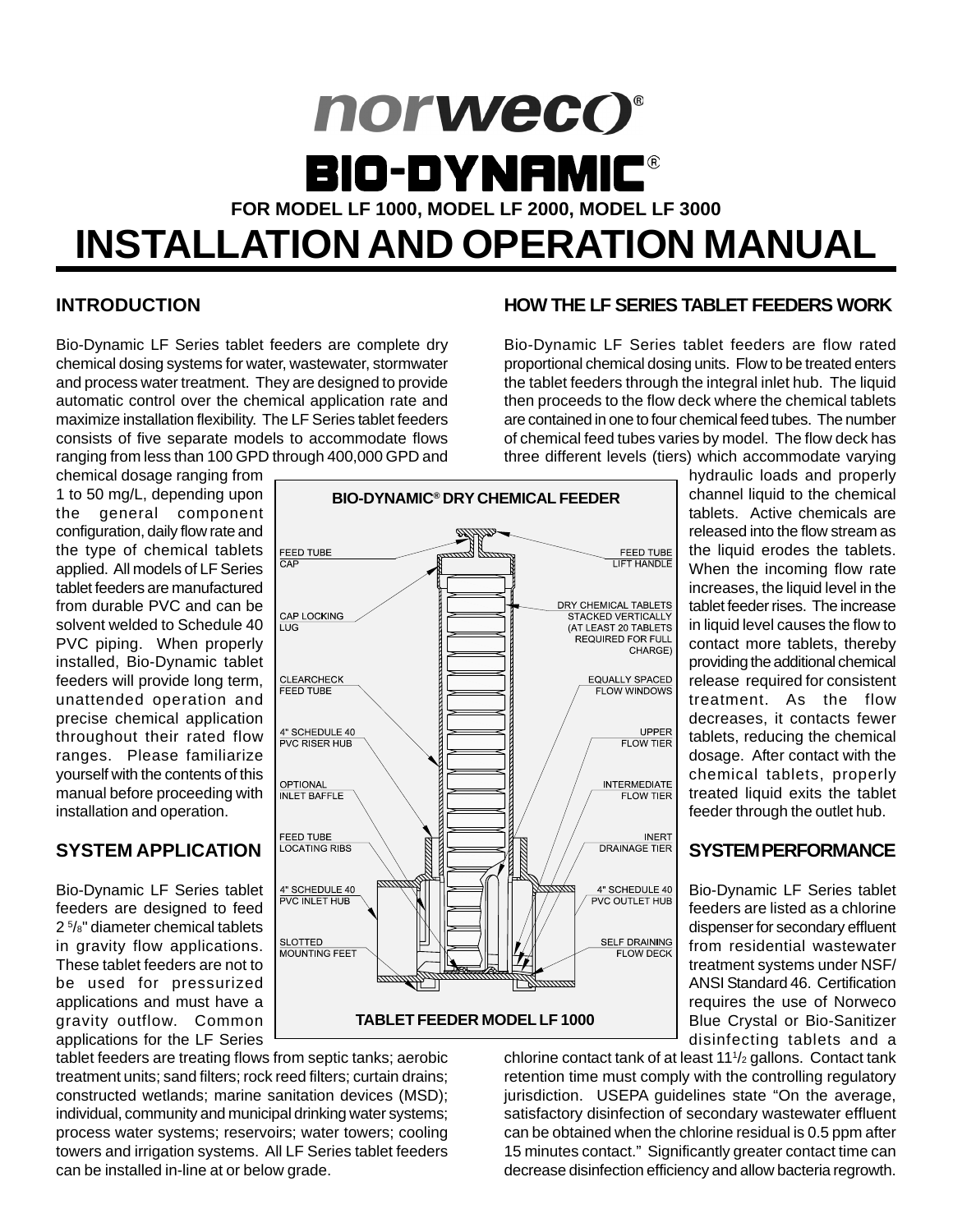# norweco®

# BIO-DYNAMIC®

**FOR MODEL LF 1000, MODEL LF 2000, MODEL LF 3000**

# INSTALLATION AND OPERATION MANUAL

## INTRODUCTION

Bio-Dynamic LF Series tablet feeders are complete dry chemical dosing systems for water, wastewater, stormwater and process water treatment. They are designed to provide automatic control over the chemical application rate and maximize installation flexibility. The LF Series tablet feeders consists of five separate models to accommodate flows ranging from less than 100 GPD through 400,000 GPD and chemical dosage ranging from 1 to 50 mg/L, depending upon the general component configuration, daily flow rate and the type of chemical tablets applied. All models of LF Series tablet feeders are manufactured from durable PVC and can be solvent welded to Schedule 40 PVC piping. When properly installed, Bio-Dynamic tablet feeders will provide long term, unattended operation and precise chemical application throughout their rated flow ranges. Please familiarize yourself with the contents of this manual before proceeding with installation and operation.

## SYSTEM APPLICATION

Bio-Dynamic LF Series tablet feeders are designed to feed 2 5/8" diameter chemical tablets in gravity flow applications. These tablet feeders are not to be used for pressurized applications and must have a gravity outflow. Common applications for the LF Series tablet feeders are treating flows from septic tanks; aerobic treatment units; sand filters; rock reed filters; curtain drains; constructed wetlands; marine sanitation devices (MSD); individual, community and municipal drinking water systems; process water systems; reservoirs; water towers; cooling towers and irrigation systems. All LF Series tablet feeders can be installed in-line at or below grade.

**BIO-DYNAMIC® DRY CHEMICAL FEEDER**

FEED TUBE CAP; FEED TUBE LIFT HANDLE; CAP LOCKING LUG; DRY CHEMICAL TABLETS STACKED VERTICALLY (AT LEAST 20 TABLETS REQUIRED FOR FULL CHARGE); CLEARCHECK FEED TUBE; EQUALLY SPACED FLOW WINDOWS; 4" SCHEDULE 40 PVC RISER HUB; UPPER FLOW TIER; OPTIONAL INLET BAFFLE; INTERMEDIATE FLOW TIER; FEED TUBE LOCATING RIBS; INERT DRAINAGE TIER; 4" SCHEDULE 40 PVC INLET HUB; 4" SCHEDULE 40 PVC OUTLET HUB; SLOTTED MOUNTING FEET; SELF DRAINING FLOW DECK

**TABLET FEEDER MODEL LF 1000**

## HOW THE LF SERIES TABLET FEEDERS WORK

Bio-Dynamic LF Series tablet feeders are flow rated proportional chemical dosing units. Flow to be treated enters the tablet feeders through the integral inlet hub. The liquid then proceeds to the flow deck where the chemical tablets are contained in one to four chemical feed tubes. The number of chemical feed tubes varies by model. The flow deck has three different levels (tiers) which accommodate varying hydraulic loads and properly channel liquid to the chemical tablets. Active chemicals are released into the flow stream as the liquid erodes the tablets. When the incoming flow rate increases, the liquid level in the tablet feeder rises. The increase in liquid level causes the flow to contact more tablets, thereby providing the additional chemical release required for consistent treatment. As the flow decreases, it contacts fewer tablets, reducing the chemical dosage. After contact with the chemical tablets, properly treated liquid exits the tablet feeder through the outlet hub.

## SYSTEM PERFORMANCE

Bio-Dynamic LF Series tablet feeders are listed as a chlorine dispenser for secondary effluent from residential wastewater treatment systems under NSF/ANSI Standard 46. Certification requires the use of Norweco Blue Crystal or Bio-Sanitizer disinfecting tablets and a chlorine contact tank of at least 11 1/2 gallons. Contact tank retention time must comply with the controlling regulatory jurisdiction. USEPA guidelines state "On the average, satisfactory disinfection of secondary wastewater effluent can be obtained when the chlorine residual is 0.5 ppm after 15 minutes contact." Significantly greater contact time can decrease disinfection efficiency and allow bacteria regrowth.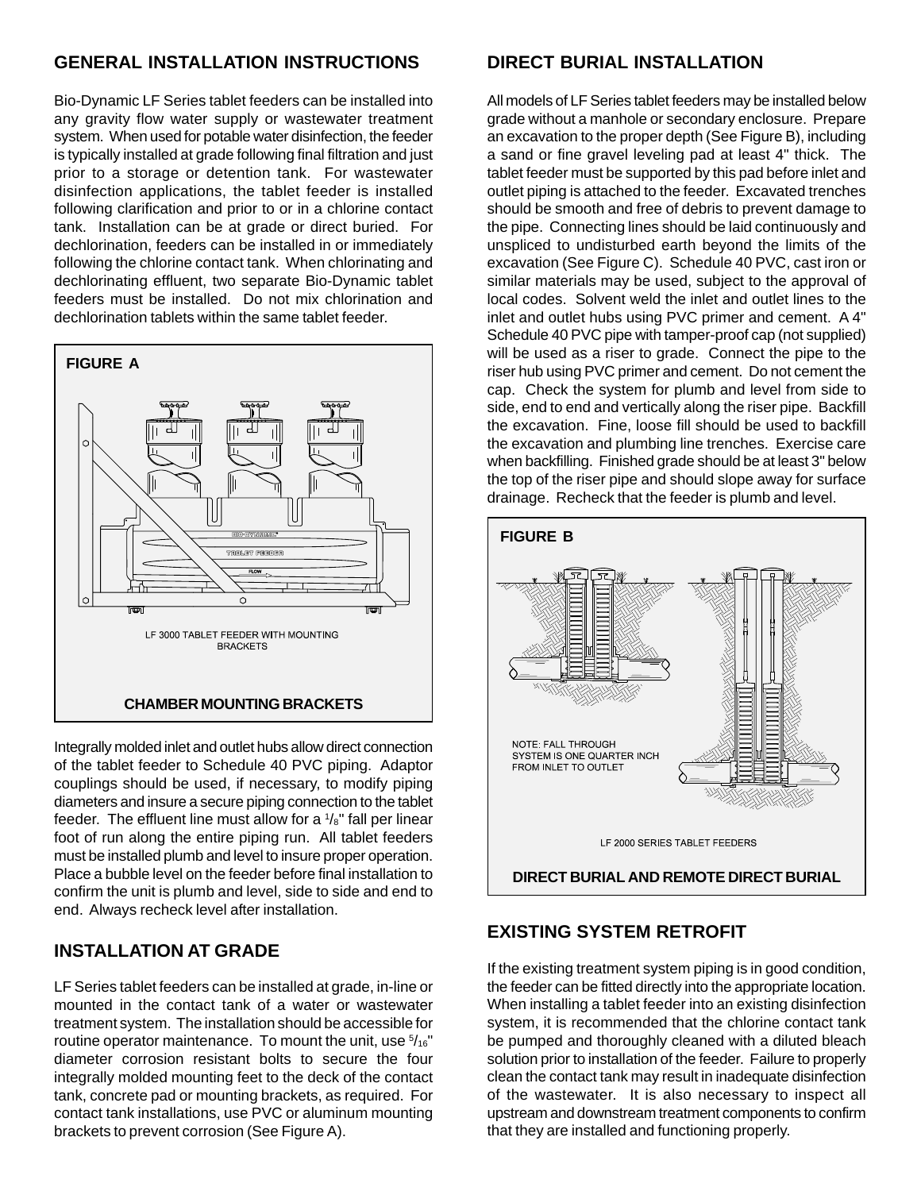## GENERAL INSTALLATION INSTRUCTIONS

Bio-Dynamic LF Series tablet feeders can be installed into any gravity flow water supply or wastewater treatment system. When used for potable water disinfection, the feeder is typically installed at grade following final filtration and just prior to a storage or detention tank. For wastewater disinfection applications, the tablet feeder is installed following clarification and prior to or in a chlorine contact tank. Installation can be at grade or direct buried. For dechlorination, feeders can be installed in or immediately following the chlorine contact tank. When chlorinating and dechlorinating effluent, two separate Bio-Dynamic tablet feeders must be installed. Do not mix chlorination and dechlorination tablets within the same tablet feeder.

**FIGURE A**

LF 3000 TABLET FEEDER WITH MOUNTING BRACKETS

**CHAMBER MOUNTING BRACKETS**

Integrally molded inlet and outlet hubs allow direct connection of the tablet feeder to Schedule 40 PVC piping. Adaptor couplings should be used, if necessary, to modify piping diameters and insure a secure piping connection to the tablet feeder. The effluent line must allow for a $^1/_8$" fall per linear foot of run along the entire piping run. All tablet feeders must be installed plumb and level to insure proper operation. Place a bubble level on the feeder before final installation to confirm the unit is plumb and level, side to side and end to end. Always recheck level after installation.

## INSTALLATION AT GRADE

LF Series tablet feeders can be installed at grade, in-line or mounted in the contact tank of a water or wastewater treatment system. The installation should be accessible for routine operator maintenance. To mount the unit, use $^5/_{16}$" diameter corrosion resistant bolts to secure the four integrally molded mounting feet to the deck of the contact tank, concrete pad or mounting brackets, as required. For contact tank installations, use PVC or aluminum mounting brackets to prevent corrosion (See Figure A).

## DIRECT BURIAL INSTALLATION

All models of LF Series tablet feeders may be installed below grade without a manhole or secondary enclosure. Prepare an excavation to the proper depth (See Figure B), including a sand or fine gravel leveling pad at least 4" thick. The tablet feeder must be supported by this pad before inlet and outlet piping is attached to the feeder. Excavated trenches should be smooth and free of debris to prevent damage to the pipe. Connecting lines should be laid continuously and unspliced to undisturbed earth beyond the limits of the excavation (See Figure C). Schedule 40 PVC, cast iron or similar materials may be used, subject to the approval of local codes. Solvent weld the inlet and outlet lines to the inlet and outlet hubs using PVC primer and cement. A 4" Schedule 40 PVC pipe with tamper-proof cap (not supplied) will be used as a riser to grade. Connect the pipe to the riser hub using PVC primer and cement. Do not cement the cap. Check the system for plumb and level from side to side, end to end and vertically along the riser pipe. Backfill the excavation. Fine, loose fill should be used to backfill the excavation and plumbing line trenches. Exercise care when backfilling. Finished grade should be at least 3" below the top of the riser pipe and should slope away for surface drainage. Recheck that the feeder is plumb and level.

**FIGURE B**

NOTE: FALL THROUGH SYSTEM IS ONE QUARTER INCH FROM INLET TO OUTLET

LF 2000 SERIES TABLET FEEDERS

**DIRECT BURIAL AND REMOTE DIRECT BURIAL**

## EXISTING SYSTEM RETROFIT

If the existing treatment system piping is in good condition, the feeder can be fitted directly into the appropriate location. When installing a tablet feeder into an existing disinfection system, it is recommended that the chlorine contact tank be pumped and thoroughly cleaned with a diluted bleach solution prior to installation of the feeder. Failure to properly clean the contact tank may result in inadequate disinfection of the wastewater. It is also necessary to inspect all upstream and downstream treatment components to confirm that they are installed and functioning properly.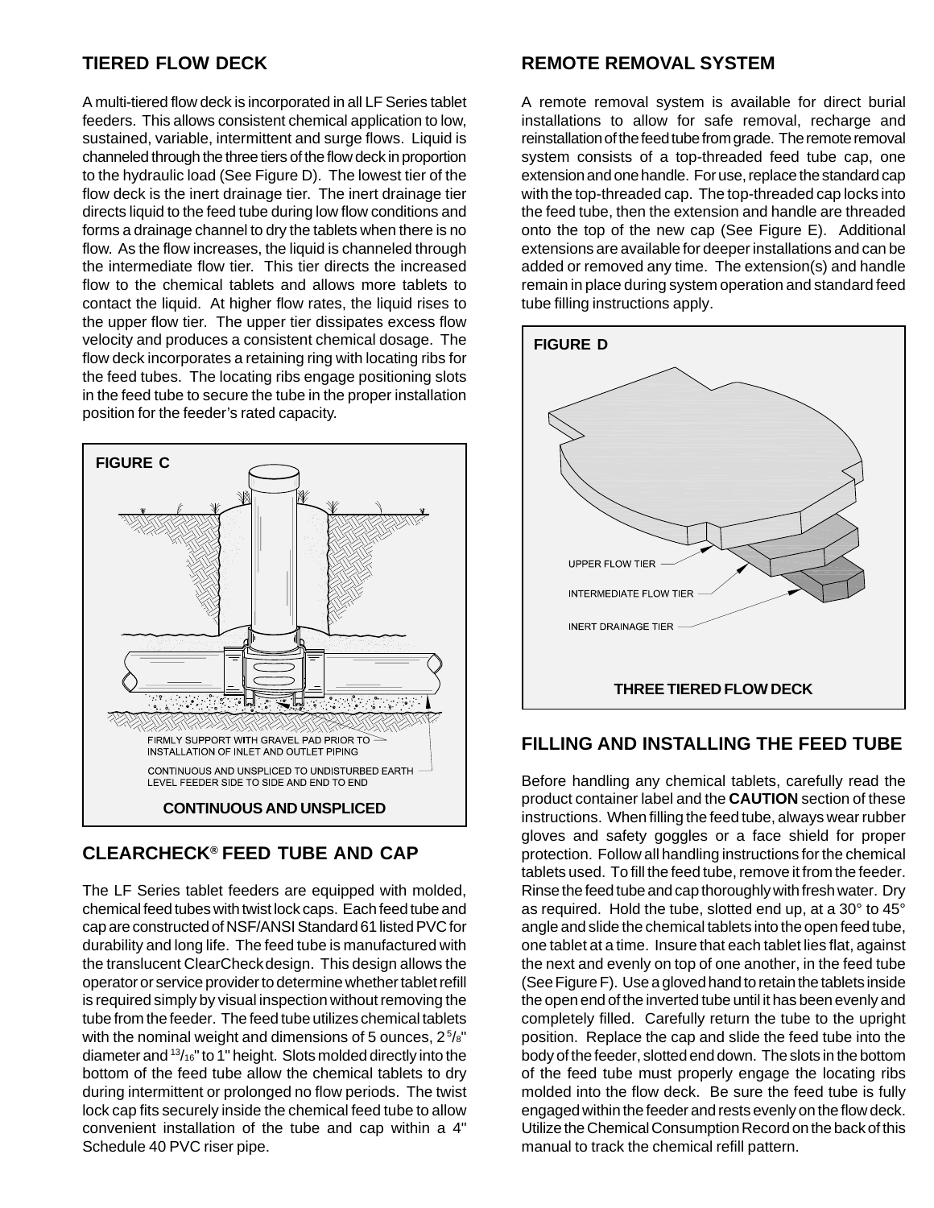## TIERED FLOW DECK

A multi-tiered flow deck is incorporated in all LF Series tablet feeders. This allows consistent chemical application to low, sustained, variable, intermittent and surge flows. Liquid is channeled through the three tiers of the flow deck in proportion to the hydraulic load (See Figure D). The lowest tier of the flow deck is the inert drainage tier. The inert drainage tier directs liquid to the feed tube during low flow conditions and forms a drainage channel to dry the tablets when there is no flow. As the flow increases, the liquid is channeled through the intermediate flow tier. This tier directs the increased flow to the chemical tablets and allows more tablets to contact the liquid. At higher flow rates, the liquid rises to the upper flow tier. The upper tier dissipates excess flow velocity and produces a consistent chemical dosage. The flow deck incorporates a retaining ring with locating ribs for the feed tubes. The locating ribs engage positioning slots in the feed tube to secure the tube in the proper installation position for the feeder's rated capacity.

**FIGURE C**

FIRMLY SUPPORT WITH GRAVEL PAD PRIOR TO INSTALLATION OF INLET AND OUTLET PIPING

CONTINUOUS AND UNSPLICED TO UNDISTURBED EARTH LEVEL FEEDER SIDE TO SIDE AND END TO END

**CONTINUOUS AND UNSPLICED**

## CLEARCHECK® FEED TUBE AND CAP

The LF Series tablet feeders are equipped with molded, chemical feed tubes with twist lock caps. Each feed tube and cap are constructed of NSF/ANSI Standard 61 listed PVC for durability and long life. The feed tube is manufactured with the translucent ClearCheck design. This design allows the operator or service provider to determine whether tablet refill is required simply by visual inspection without removing the tube from the feeder. The feed tube utilizes chemical tablets with the nominal weight and dimensions of 5 ounces, 2 5/8" diameter and 13/16" to 1" height. Slots molded directly into the bottom of the feed tube allow the chemical tablets to dry during intermittent or prolonged no flow periods. The twist lock cap fits securely inside the chemical feed tube to allow convenient installation of the tube and cap within a 4" Schedule 40 PVC riser pipe.

## REMOTE REMOVAL SYSTEM

A remote removal system is available for direct burial installations to allow for safe removal, recharge and reinstallation of the feed tube from grade. The remote removal system consists of a top-threaded feed tube cap, one extension and one handle. For use, replace the standard cap with the top-threaded cap. The top-threaded cap locks into the feed tube, then the extension and handle are threaded onto the top of the new cap (See Figure E). Additional extensions are available for deeper installations and can be added or removed any time. The extension(s) and handle remain in place during system operation and standard feed tube filling instructions apply.

**FIGURE D**

UPPER FLOW TIER

INTERMEDIATE FLOW TIER

INERT DRAINAGE TIER

**THREE TIERED FLOW DECK**

## FILLING AND INSTALLING THE FEED TUBE

Before handling any chemical tablets, carefully read the product container label and the **CAUTION** section of these instructions. When filling the feed tube, always wear rubber gloves and safety goggles or a face shield for proper protection. Follow all handling instructions for the chemical tablets used. To fill the feed tube, remove it from the feeder. Rinse the feed tube and cap thoroughly with fresh water. Dry as required. Hold the tube, slotted end up, at a 30° to 45° angle and slide the chemical tablets into the open feed tube, one tablet at a time. Insure that each tablet lies flat, against the next and evenly on top of one another, in the feed tube (See Figure F). Use a gloved hand to retain the tablets inside the open end of the inverted tube until it has been evenly and completely filled. Carefully return the tube to the upright position. Replace the cap and slide the feed tube into the body of the feeder, slotted end down. The slots in the bottom of the feed tube must properly engage the locating ribs molded into the flow deck. Be sure the feed tube is fully engaged within the feeder and rests evenly on the flow deck. Utilize the Chemical Consumption Record on the back of this manual to track the chemical refill pattern.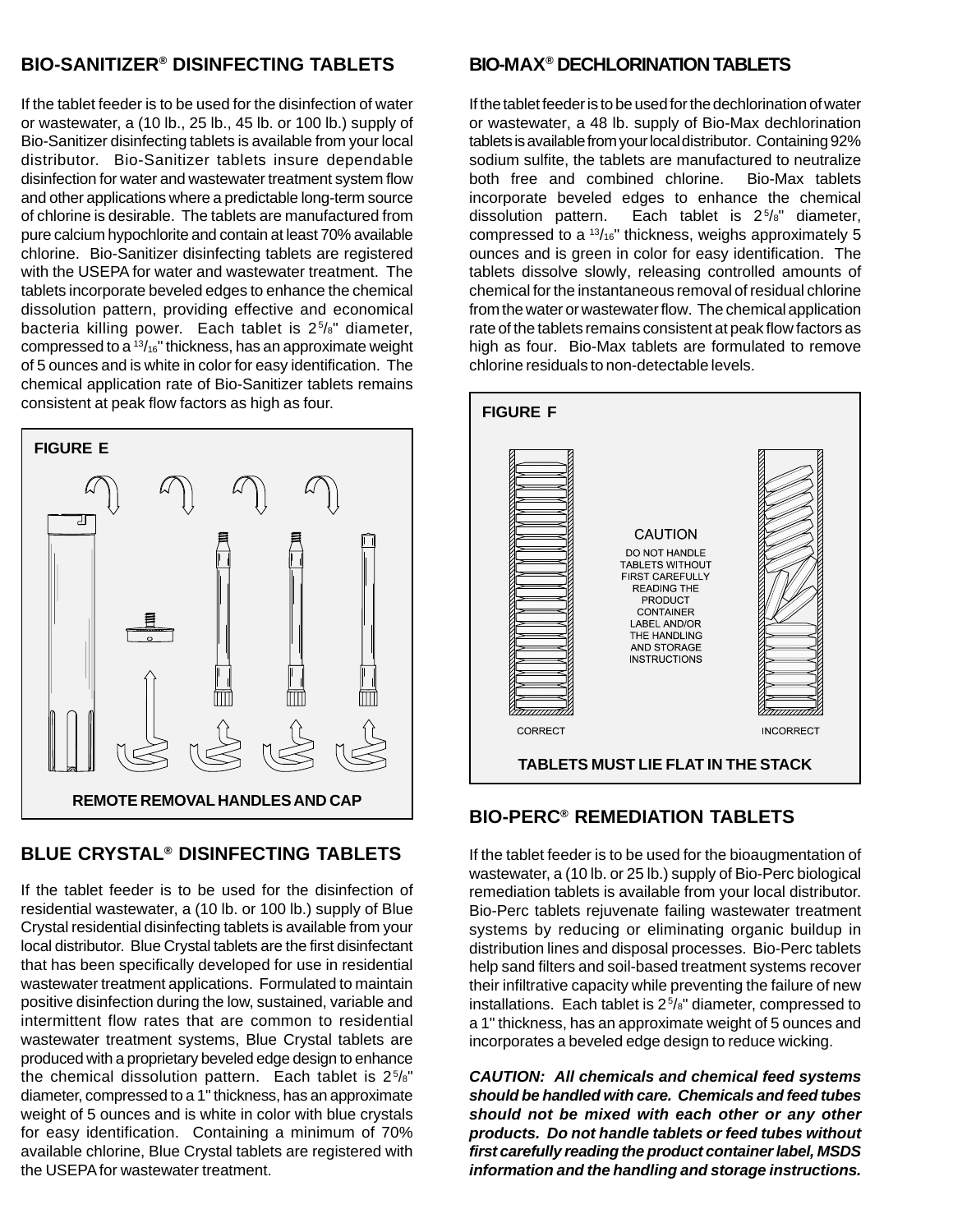## BIO-SANITIZER® DISINFECTING TABLETS

If the tablet feeder is to be used for the disinfection of water or wastewater, a (10 lb., 25 lb., 45 lb. or 100 lb.) supply of Bio-Sanitizer disinfecting tablets is available from your local distributor. Bio-Sanitizer tablets insure dependable disinfection for water and wastewater treatment system flow and other applications where a predictable long-term source of chlorine is desirable. The tablets are manufactured from pure calcium hypochlorite and contain at least 70% available chlorine. Bio-Sanitizer disinfecting tablets are registered with the USEPA for water and wastewater treatment. The tablets incorporate beveled edges to enhance the chemical dissolution pattern, providing effective and economical bacteria killing power. Each tablet is 2 5/8" diameter, compressed to a 13/16" thickness, has an approximate weight of 5 ounces and is white in color for easy identification. The chemical application rate of Bio-Sanitizer tablets remains consistent at peak flow factors as high as four.

**FIGURE E**

**REMOTE REMOVAL HANDLES AND CAP**

## BLUE CRYSTAL® DISINFECTING TABLETS

If the tablet feeder is to be used for the disinfection of residential wastewater, a (10 lb. or 100 lb.) supply of Blue Crystal residential disinfecting tablets is available from your local distributor. Blue Crystal tablets are the first disinfectant that has been specifically developed for use in residential wastewater treatment applications. Formulated to maintain positive disinfection during the low, sustained, variable and intermittent flow rates that are common to residential wastewater treatment systems, Blue Crystal tablets are produced with a proprietary beveled edge design to enhance the chemical dissolution pattern. Each tablet is 2 5/8" diameter, compressed to a 1" thickness, has an approximate weight of 5 ounces and is white in color with blue crystals for easy identification. Containing a minimum of 70% available chlorine, Blue Crystal tablets are registered with the USEPA for wastewater treatment.

## BIO-MAX® DECHLORINATION TABLETS

If the tablet feeder is to be used for the dechlorination of water or wastewater, a 48 lb. supply of Bio-Max dechlorination tablets is available from your local distributor. Containing 92% sodium sulfite, the tablets are manufactured to neutralize both free and combined chlorine. Bio-Max tablets incorporate beveled edges to enhance the chemical dissolution pattern. Each tablet is 2 5/8" diameter, compressed to a 13/16" thickness, weighs approximately 5 ounces and is green in color for easy identification. The tablets dissolve slowly, releasing controlled amounts of chemical for the instantaneous removal of residual chlorine from the water or wastewater flow. The chemical application rate of the tablets remains consistent at peak flow factors as high as four. Bio-Max tablets are formulated to remove chlorine residuals to non-detectable levels.

**FIGURE F**

CAUTION

DO NOT HANDLE TABLETS WITHOUT FIRST CAREFULLY READING THE PRODUCT CONTAINER LABEL AND/OR THE HANDLING AND STORAGE INSTRUCTIONS

CORRECT    INCORRECT

**TABLETS MUST LIE FLAT IN THE STACK**

## BIO-PERC® REMEDIATION TABLETS

If the tablet feeder is to be used for the bioaugmentation of wastewater, a (10 lb. or 25 lb.) supply of Bio-Perc biological remediation tablets is available from your local distributor. Bio-Perc tablets rejuvenate failing wastewater treatment systems by reducing or eliminating organic buildup in distribution lines and disposal processes. Bio-Perc tablets help sand filters and soil-based treatment systems recover their infiltrative capacity while preventing the failure of new installations. Each tablet is 2 5/8" diameter, compressed to a 1" thickness, has an approximate weight of 5 ounces and incorporates a beveled edge design to reduce wicking.

***CAUTION: All chemicals and chemical feed systems should be handled with care. Chemicals and feed tubes should not be mixed with each other or any other products. Do not handle tablets or feed tubes without first carefully reading the product container label, MSDS information and the handling and storage instructions.***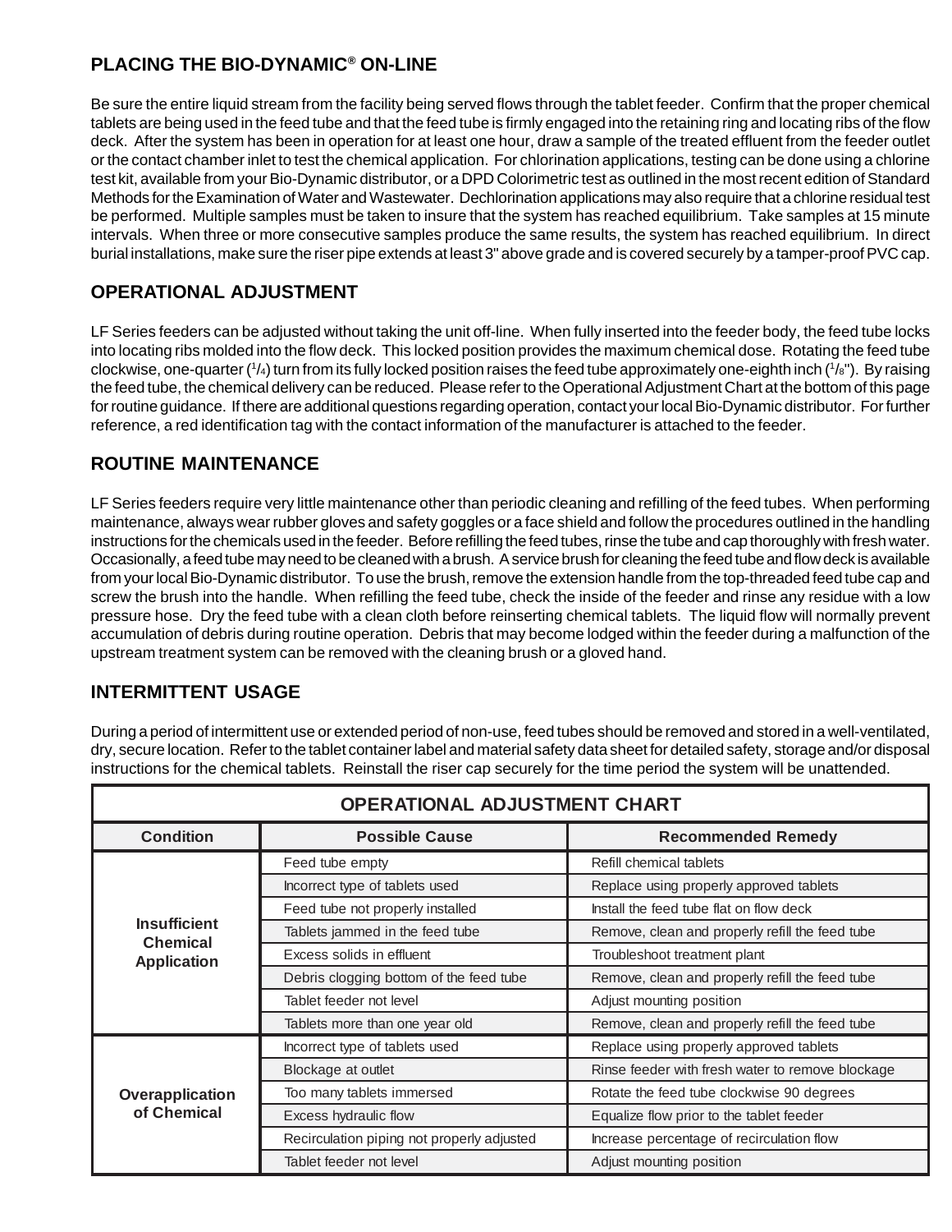## PLACING THE BIO-DYNAMIC® ON-LINE

Be sure the entire liquid stream from the facility being served flows through the tablet feeder. Confirm that the proper chemical tablets are being used in the feed tube and that the feed tube is firmly engaged into the retaining ring and locating ribs of the flow deck. After the system has been in operation for at least one hour, draw a sample of the treated effluent from the feeder outlet or the contact chamber inlet to test the chemical application. For chlorination applications, testing can be done using a chlorine test kit, available from your Bio-Dynamic distributor, or a DPD Colorimetric test as outlined in the most recent edition of Standard Methods for the Examination of Water and Wastewater. Dechlorination applications may also require that a chlorine residual test be performed. Multiple samples must be taken to insure that the system has reached equilibrium. Take samples at 15 minute intervals. When three or more consecutive samples produce the same results, the system has reached equilibrium. In direct burial installations, make sure the riser pipe extends at least 3" above grade and is covered securely by a tamper-proof PVC cap.

## OPERATIONAL ADJUSTMENT

LF Series feeders can be adjusted without taking the unit off-line. When fully inserted into the feeder body, the feed tube locks into locating ribs molded into the flow deck. This locked position provides the maximum chemical dose. Rotating the feed tube clockwise, one-quarter (1/4) turn from its fully locked position raises the feed tube approximately one-eighth inch (1/8"). By raising the feed tube, the chemical delivery can be reduced. Please refer to the Operational Adjustment Chart at the bottom of this page for routine guidance. If there are additional questions regarding operation, contact your local Bio-Dynamic distributor. For further reference, a red identification tag with the contact information of the manufacturer is attached to the feeder.

## ROUTINE MAINTENANCE

LF Series feeders require very little maintenance other than periodic cleaning and refilling of the feed tubes. When performing maintenance, always wear rubber gloves and safety goggles or a face shield and follow the procedures outlined in the handling instructions for the chemicals used in the feeder. Before refilling the feed tubes, rinse the tube and cap thoroughly with fresh water. Occasionally, a feed tube may need to be cleaned with a brush. A service brush for cleaning the feed tube and flow deck is available from your local Bio-Dynamic distributor. To use the brush, remove the extension handle from the top-threaded feed tube cap and screw the brush into the handle. When refilling the feed tube, check the inside of the feeder and rinse any residue with a low pressure hose. Dry the feed tube with a clean cloth before reinserting chemical tablets. The liquid flow will normally prevent accumulation of debris during routine operation. Debris that may become lodged within the feeder during a malfunction of the upstream treatment system can be removed with the cleaning brush or a gloved hand.

## INTERMITTENT USAGE

During a period of intermittent use or extended period of non-use, feed tubes should be removed and stored in a well-ventilated, dry, secure location. Refer to the tablet container label and material safety data sheet for detailed safety, storage and/or disposal instructions for the chemical tablets. Reinstall the riser cap securely for the time period the system will be unattended.

**OPERATIONAL ADJUSTMENT CHART**

| Condition | Possible Cause | Recommended Remedy |
|---|---|---|
| Insufficient Chemical Application | Feed tube empty | Refill chemical tablets |
| | Incorrect type of tablets used | Replace using properly approved tablets |
| | Feed tube not properly installed | Install the feed tube flat on flow deck |
| | Tablets jammed in the feed tube | Remove, clean and properly refill the feed tube |
| | Excess solids in effluent | Troubleshoot treatment plant |
| | Debris clogging bottom of the feed tube | Remove, clean and properly refill the feed tube |
| | Tablet feeder not level | Adjust mounting position |
| | Tablets more than one year old | Remove, clean and properly refill the feed tube |
| Overapplication of Chemical | Incorrect type of tablets used | Replace using properly approved tablets |
| | Blockage at outlet | Rinse feeder with fresh water to remove blockage |
| | Too many tablets immersed | Rotate the feed tube clockwise 90 degrees |
| | Excess hydraulic flow | Equalize flow prior to the tablet feeder |
| | Recirculation piping not properly adjusted | Increase percentage of recirculation flow |
| | Tablet feeder not level | Adjust mounting position |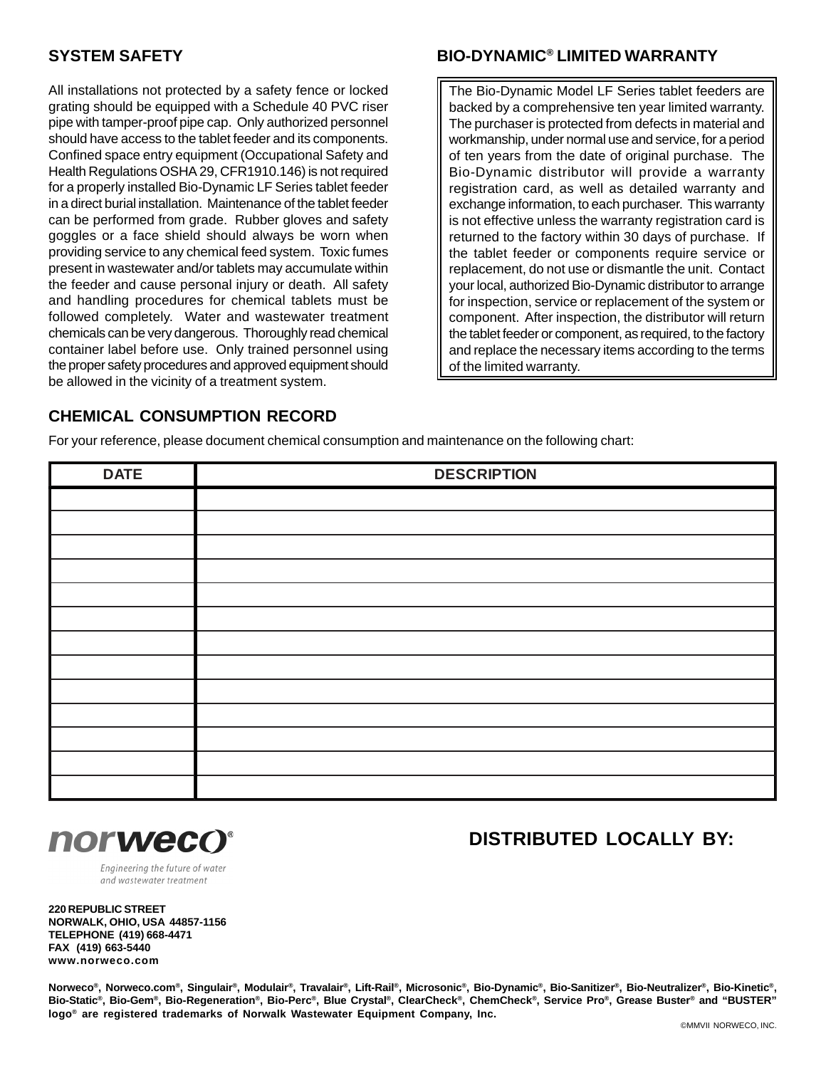## SYSTEM SAFETY

All installations not protected by a safety fence or locked grating should be equipped with a Schedule 40 PVC riser pipe with tamper-proof pipe cap. Only authorized personnel should have access to the tablet feeder and its components. Confined space entry equipment (Occupational Safety and Health Regulations OSHA 29, CFR1910.146) is not required for a properly installed Bio-Dynamic LF Series tablet feeder in a direct burial installation. Maintenance of the tablet feeder can be performed from grade. Rubber gloves and safety goggles or a face shield should always be worn when providing service to any chemical feed system. Toxic fumes present in wastewater and/or tablets may accumulate within the feeder and cause personal injury or death. All safety and handling procedures for chemical tablets must be followed completely. Water and wastewater treatment chemicals can be very dangerous. Thoroughly read chemical container label before use. Only trained personnel using the proper safety procedures and approved equipment should be allowed in the vicinity of a treatment system.

## BIO-DYNAMIC® LIMITED WARRANTY

The Bio-Dynamic Model LF Series tablet feeders are backed by a comprehensive ten year limited warranty. The purchaser is protected from defects in material and workmanship, under normal use and service, for a period of ten years from the date of original purchase. The Bio-Dynamic distributor will provide a warranty registration card, as well as detailed warranty and exchange information, to each purchaser. This warranty is not effective unless the warranty registration card is returned to the factory within 30 days of purchase. If the tablet feeder or components require service or replacement, do not use or dismantle the unit. Contact your local, authorized Bio-Dynamic distributor to arrange for inspection, service or replacement of the system or component. After inspection, the distributor will return the tablet feeder or component, as required, to the factory and replace the necessary items according to the terms of the limited warranty.

## CHEMICAL CONSUMPTION RECORD

For your reference, please document chemical consumption and maintenance on the following chart:

| DATE | DESCRIPTION |
|---|---|
| | |
| | |
| | |
| | |
| | |
| | |
| | |
| | |
| | |
| | |
| | |
| | |
| | |

**norweco®**

*Engineering the future of water and wastewater treatment*

**220 REPUBLIC STREET**
**NORWALK, OHIO, USA 44857-1156**
**TELEPHONE (419) 668-4471**
**FAX (419) 663-5440**
**www.norweco.com**

## DISTRIBUTED LOCALLY BY:

**Norweco®, Norweco.com®, Singulair®, Modulair®, Travalair®, Lift-Rail®, Microsonic®, Bio-Dynamic®, Bio-Sanitizer®, Bio-Neutralizer®, Bio-Kinetic®, Bio-Static®, Bio-Gem®, Bio-Regeneration®, Bio-Perc®, Blue Crystal®, ClearCheck®, ChemCheck®, Service Pro®, Grease Buster® and "BUSTER" logo® are registered trademarks of Norwalk Wastewater Equipment Company, Inc.**

©MMVII NORWECO, INC.